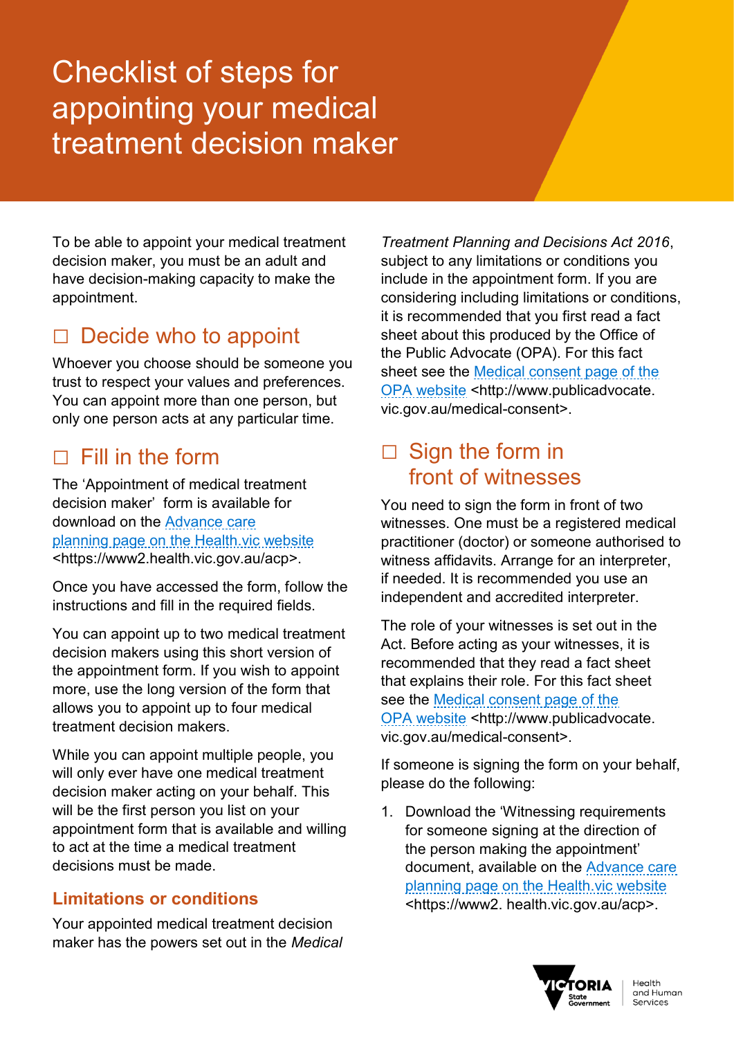# Checklist of steps for appointing your medical treatment decision maker

To be able to appoint your medical treatment decision maker, you must be an adult and have decision-making capacity to make the appointment.

## ☐ Decide who to appoint

Whoever you choose should be someone you trust to respect your values and preferences. You can appoint more than one person, but only one person acts at any particular time.

## ☐ Fill in the form

The 'Appointment of medical treatment decision maker' form is available for download on the Advance care planning page on the Health.vic website <https://www2.health.vic.gov.au/acp>.

Once you have accessed the form, follow the instructions and fill in the required fields.

You can appoint up to two medical treatment decision makers using this short version of the appointment form. If you wish to appoint more, use the long version of the form that allows you to appoint up to four medical treatment decision makers.

While you can appoint multiple people, you will only ever have one medical treatment decision maker acting on your behalf. This will be the first person you list on your appointment form that is available and willing to act at the time a medical treatment decisions must be made.

### Limitations or conditions

Your appointed medical treatment decision maker has the powers set out in the *Medical Treatment Planning and Decisions Act 2016*, subject to any limitations or conditions you include in the appointment form. If you are considering including limitations or conditions, it is recommended that you first read a fact sheet about this produced by the Office of the Public Advocate (OPA). For this fact sheet see the Medical consent page of the OPA website <http://www.publicadvocate.vic.gov.au/medical-consent>.

## ☐ Sign the form in front of witnesses

You need to sign the form in front of two witnesses. One must be a registered medical practitioner (doctor) or someone authorised to witness affidavits. Arrange for an interpreter, if needed. It is recommended you use an independent and accredited interpreter.

The role of your witnesses is set out in the Act. Before acting as your witnesses, it is recommended that they read a fact sheet that explains their role. For this fact sheet see the Medical consent page of the OPA website <http://www.publicadvocate.vic.gov.au/medical-consent>.

If someone is signing the form on your behalf, please do the following:

1. Download the 'Witnessing requirements for someone signing at the direction of the person making the appointment' document, available on the Advance care planning page on the Health.vic website <https://www2.health.vic.gov.au/acp>.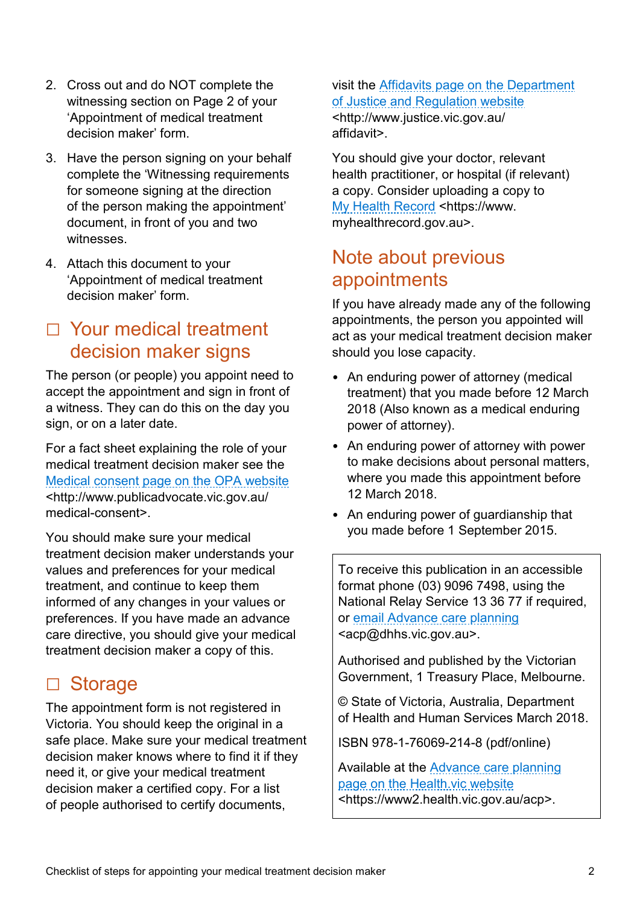2. Cross out and do NOT complete the witnessing section on Page 2 of your ‘Appointment of medical treatment decision maker’ form.
3. Have the person signing on your behalf complete the ‘Witnessing requirements for someone signing at the direction of the person making the appointment’ document, in front of you and two witnesses.
4. Attach this document to your ‘Appointment of medical treatment decision maker’ form.

## ☐ Your medical treatment decision maker signs

The person (or people) you appoint need to accept the appointment and sign in front of a witness. They can do this on the day you sign, or on a later date.

For a fact sheet explaining the role of your medical treatment decision maker see the Medical consent page on the OPA website <http://www.publicadvocate.vic.gov.au/medical-consent>.

You should make sure your medical treatment decision maker understands your values and preferences for your medical treatment, and continue to keep them informed of any changes in your values or preferences. If you have made an advance care directive, you should give your medical treatment decision maker a copy of this.

## ☐ Storage

The appointment form is not registered in Victoria. You should keep the original in a safe place. Make sure your medical treatment decision maker knows where to find it if they need it, or give your medical treatment decision maker a certified copy. For a list of people authorised to certify documents, visit the Affidavits page on the Department of Justice and Regulation website <http://www.justice.vic.gov.au/affidavit>.

You should give your doctor, relevant health practitioner, or hospital (if relevant) a copy. Consider uploading a copy to My Health Record <https://www.myhealthrecord.gov.au>.

## Note about previous appointments

If you have already made any of the following appointments, the person you appointed will act as your medical treatment decision maker should you lose capacity.

- An enduring power of attorney (medical treatment) that you made before 12 March 2018 (Also known as a medical enduring power of attorney).
- An enduring power of attorney with power to make decisions about personal matters, where you made this appointment before 12 March 2018.
- An enduring power of guardianship that you made before 1 September 2015.

To receive this publication in an accessible format phone (03) 9096 7498, using the National Relay Service 13 36 77 if required, or email Advance care planning <acp@dhhs.vic.gov.au>.

Authorised and published by the Victorian Government, 1 Treasury Place, Melbourne.

© State of Victoria, Australia, Department of Health and Human Services March 2018.

ISBN 978-1-76069-214-8 (pdf/online)

Available at the Advance care planning page on the Health.vic website <https://www2.health.vic.gov.au/acp>.